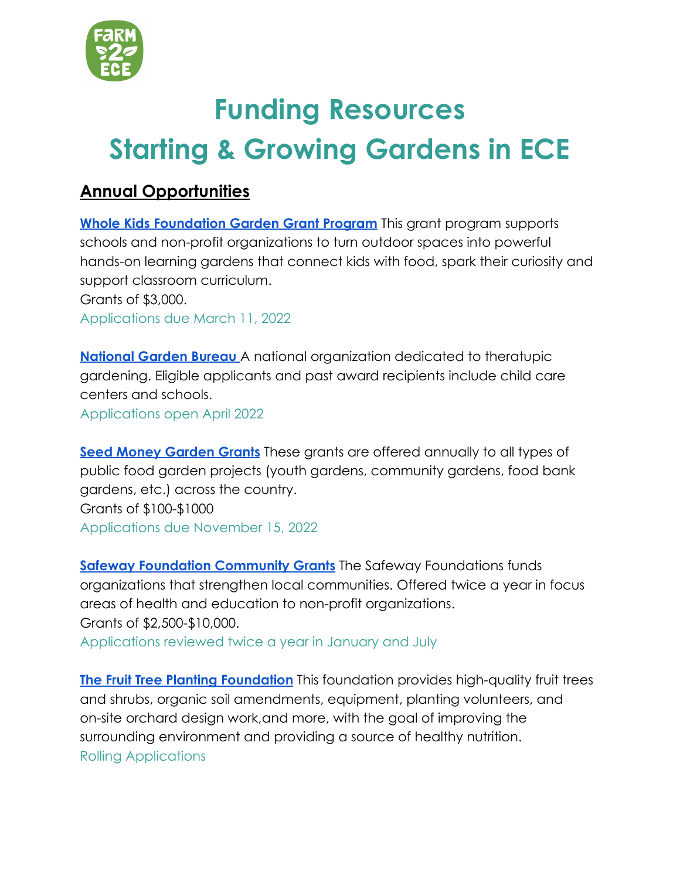# Funding Resources
# Starting & Growing Gardens in ECE

## Annual Opportunities

**Whole Kids Foundation Garden Grant Program** This grant program supports schools and non-profit organizations to turn outdoor spaces into powerful hands-on learning gardens that connect kids with food, spark their curiosity and support classroom curriculum.
Grants of $3,000.
Applications due March 11, 2022

**National Garden Bureau** A national organization dedicated to theratupic gardening. Eligible applicants and past award recipients include child care centers and schools.
Applications open April 2022

**Seed Money Garden Grants** These grants are offered annually to all types of public food garden projects (youth gardens, community gardens, food bank gardens, etc.) across the country.
Grants of $100-$1000
Applications due November 15, 2022

**Safeway Foundation Community Grants** The Safeway Foundations funds organizations that strengthen local communities. Offered twice a year in focus areas of health and education to non-profit organizations.
Grants of $2,500-$10,000.
Applications reviewed twice a year in January and July

**The Fruit Tree Planting Foundation** This foundation provides high-quality fruit trees and shrubs, organic soil amendments, equipment, planting volunteers, and on-site orchard design work,and more, with the goal of improving the surrounding environment and providing a source of healthy nutrition.
Rolling Applications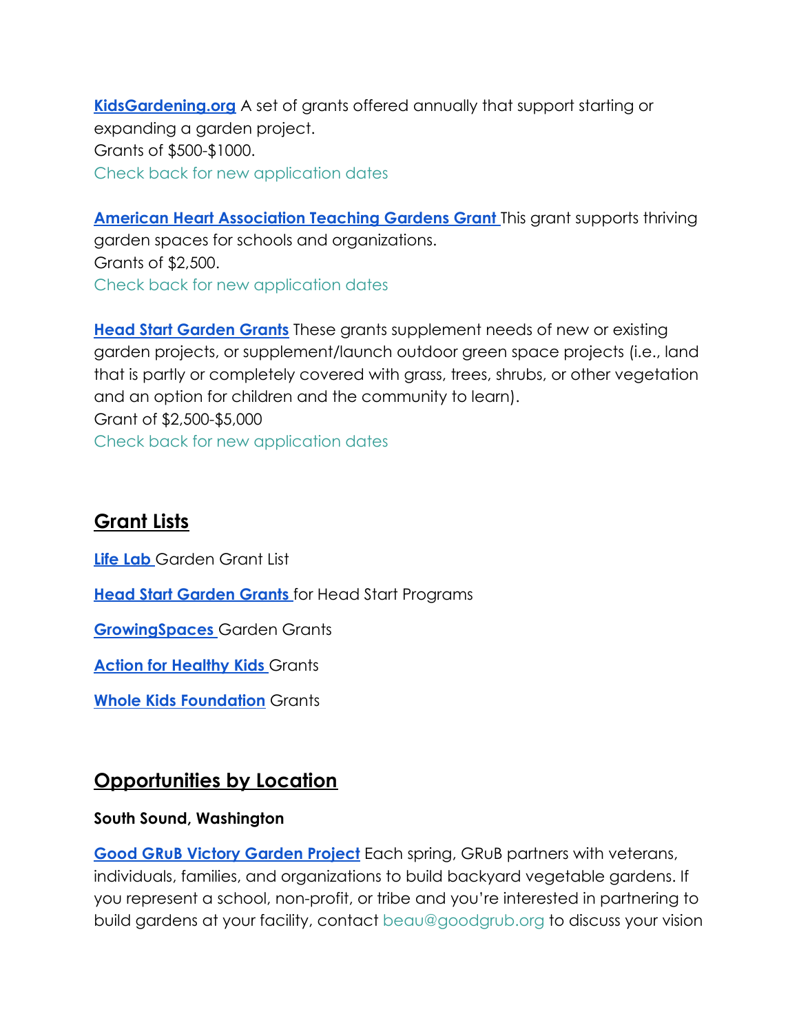**KidsGardening.org** A set of grants offered annually that support starting or expanding a garden project.
Grants of $500-$1000.
Check back for new application dates

**American Heart Association Teaching Gardens Grant** This grant supports thriving garden spaces for schools and organizations.
Grants of $2,500.
Check back for new application dates

**Head Start Garden Grants** These grants supplement needs of new or existing garden projects, or supplement/launch outdoor green space projects (i.e., land that is partly or completely covered with grass, trees, shrubs, or other vegetation and an option for children and the community to learn).
Grant of $2,500-$5,000
Check back for new application dates

## Grant Lists

**Life Lab** Garden Grant List

**Head Start Garden Grants** for Head Start Programs

**GrowingSpaces** Garden Grants

**Action for Healthy Kids** Grants

**Whole Kids Foundation** Grants

## Opportunities by Location

**South Sound, Washington**

**Good GRuB Victory Garden Project** Each spring, GRuB partners with veterans, individuals, families, and organizations to build backyard vegetable gardens. If you represent a school, non-profit, or tribe and you're interested in partnering to build gardens at your facility, contact beau@goodgrub.org to discuss your vision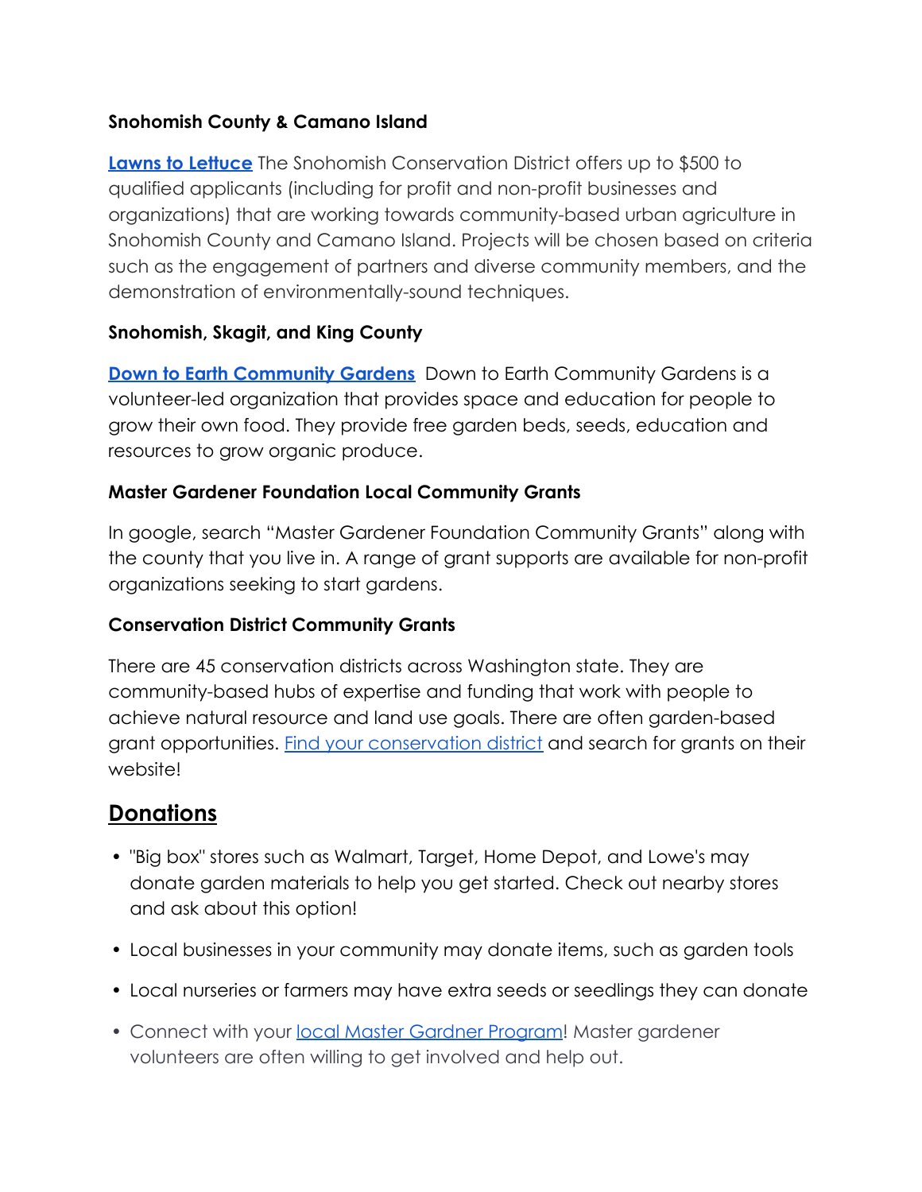**Snohomish County & Camano Island**

**Lawns to Lettuce** The Snohomish Conservation District offers up to $500 to qualified applicants (including for profit and non-profit businesses and organizations) that are working towards community-based urban agriculture in Snohomish County and Camano Island. Projects will be chosen based on criteria such as the engagement of partners and diverse community members, and the demonstration of environmentally-sound techniques.

**Snohomish, Skagit, and King County**

**Down to Earth Community Gardens** Down to Earth Community Gardens is a volunteer-led organization that provides space and education for people to grow their own food. They provide free garden beds, seeds, education and resources to grow organic produce.

**Master Gardener Foundation Local Community Grants**

In google, search "Master Gardener Foundation Community Grants" along with the county that you live in. A range of grant supports are available for non-profit organizations seeking to start gardens.

**Conservation District Community Grants**

There are 45 conservation districts across Washington state. They are community-based hubs of expertise and funding that work with people to achieve natural resource and land use goals. There are often garden-based grant opportunities. Find your conservation district and search for grants on their website!

## Donations

- "Big box" stores such as Walmart, Target, Home Depot, and Lowe's may donate garden materials to help you get started. Check out nearby stores and ask about this option!
- Local businesses in your community may donate items, such as garden tools
- Local nurseries or farmers may have extra seeds or seedlings they can donate
- Connect with your local Master Gardner Program! Master gardener volunteers are often willing to get involved and help out.